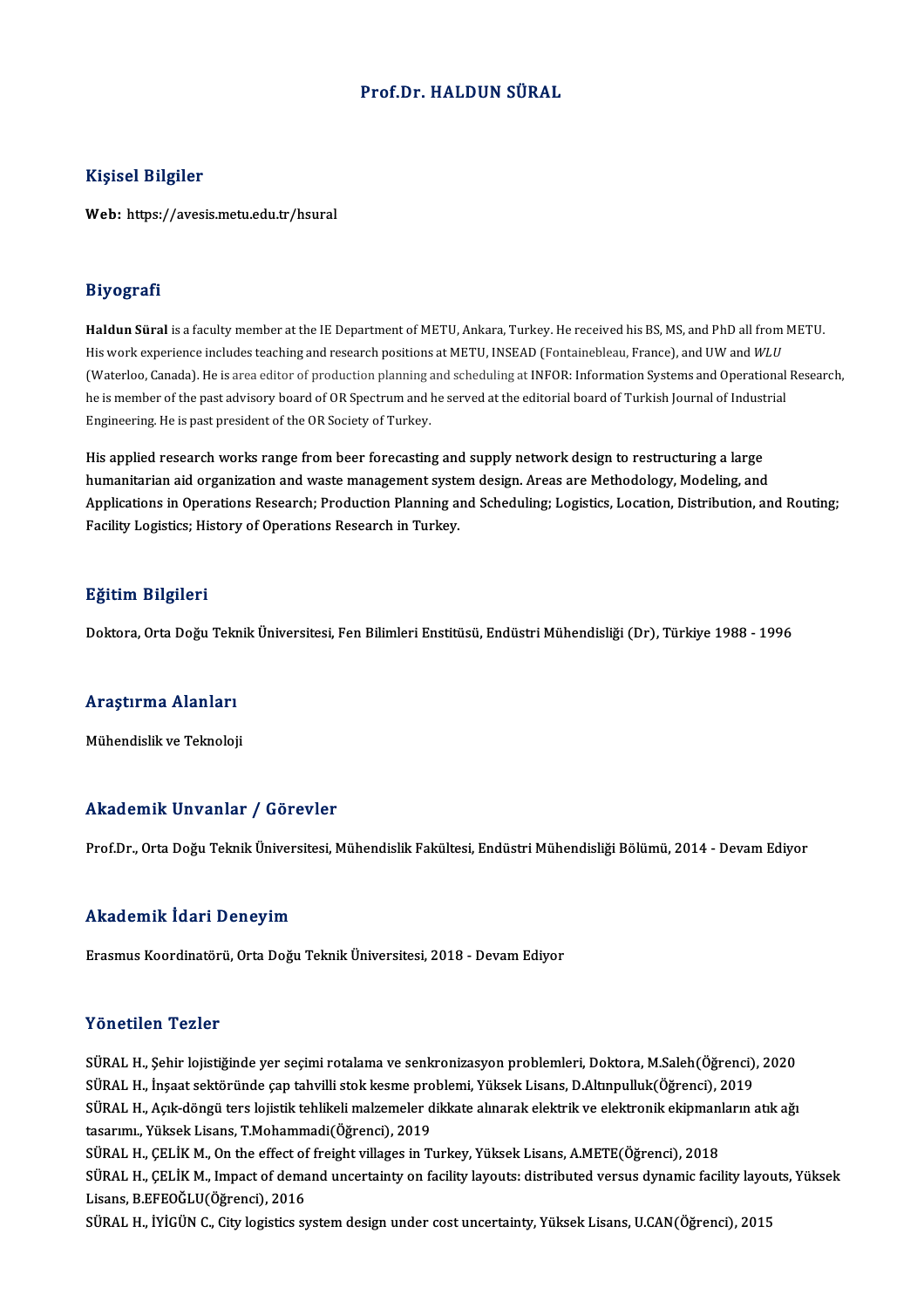# Prof.Dr. HALDUN SÜRAL

## Kişisel Bilgiler

**Web:** https://avesis.metu.edu.tr/hsural

## Biyografi

**Haldun Süral** is a faculty member at the IE Department of METU, Ankara, Turkey. He received his BS, MS, and PhD all from METU. His work experience includes teaching and research positions at METU, INSEAD (Fontainebleau, France), and UW and *WLU* (Waterloo, Canada). He is area editor of production planning and scheduling at INFOR: Information Systems and Operational Research, he is member of the past advisory board of OR Spectrum and he served at the editorial board of Turkish Journal of Industrial Engineering. He is past president of the OR Society of Turkey.

His applied research works range from beer forecasting and supply network design to restructuring a large humanitarian aid organization and waste management system design. Areas are Methodology, Modeling, and Applications in Operations Research; Production Planning and Scheduling; Logistics, Location, Distribution, and Routing; Facility Logistics; History of Operations Research in Turkey.

## Eğitim Bilgileri

Doktora, Orta Doğu Teknik Üniversitesi, Fen Bilimleri Enstitüsü, Endüstri Mühendisliği (Dr), Türkiye 1988 - 1996

## Araştırma Alanları

Mühendislik ve Teknoloji

## Akademik Unvanlar / Görevler

Prof.Dr., Orta Doğu Teknik Üniversitesi, Mühendislik Fakültesi, Endüstri Mühendisliği Bölümü, 2014 - Devam Ediyor

## Akademik İdari Deneyim

Erasmus Koordinatörü, Orta Doğu Teknik Üniversitesi, 2018 - Devam Ediyor

## Yönetilen Tezler

SÜRAL H., Şehir lojistiğinde yer seçimi rotalama ve senkronizasyon problemleri, Doktora, M.Saleh(Öğrenci), 2020

SÜRAL H., İnşaat sektöründe çap tahvilli stok kesme problemi, Yüksek Lisans, D.Altınpulluk(Öğrenci), 2019

SÜRAL H., Açık-döngü ters lojistik tehlikeli malzemeler dikkate alınarak elektrik ve elektronik ekipmanların atık ağı tasarımı., Yüksek Lisans, T.Mohammadi(Öğrenci), 2019

SÜRAL H., ÇELİK M., On the effect of freight villages in Turkey, Yüksek Lisans, A.METE(Öğrenci), 2018

SÜRAL H., ÇELİK M., Impact of demand uncertainty on facility layouts: distributed versus dynamic facility layouts, Yüksek Lisans, B.EFEOĞLU(Öğrenci), 2016

SÜRAL H., İYİGÜN C., City logistics system design under cost uncertainty, Yüksek Lisans, U.CAN(Öğrenci), 2015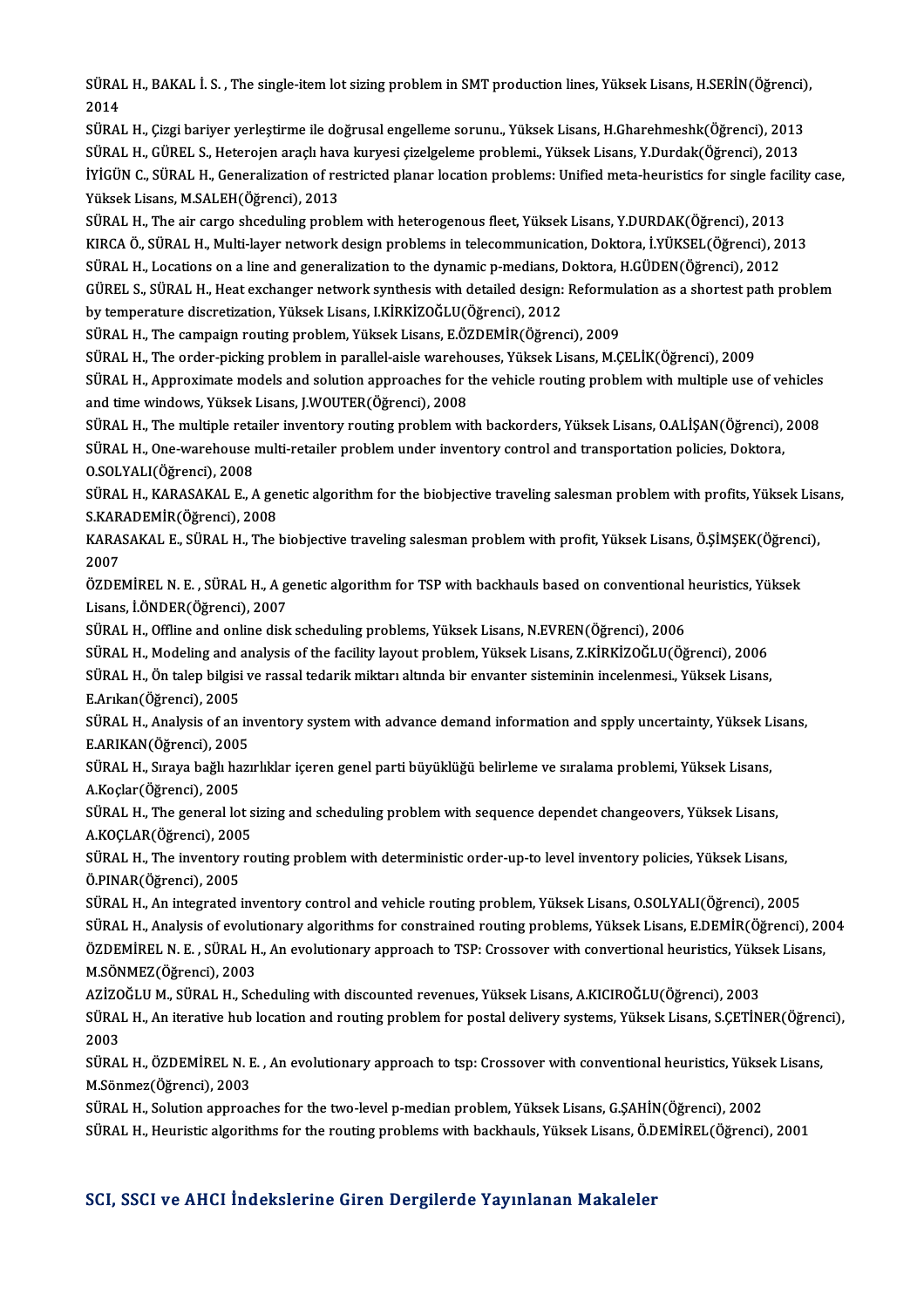SÜRAL H., BAKAL İ. S. , The single-item lot sizing problem in SMT production lines, Yüksek Lisans, H.SERİN(Öğrenci), 2014

SÜRAL H., Çizgi bariyer yerleştirme ile doğrusal engelleme sorunu., Yüksek Lisans, H.Gharehmeshk(Öğrenci), 2013

SÜRAL H., GÜREL S., Heterojen araçlı hava kuryesi çizelgeleme problemi., Yüksek Lisans, Y.Durdak(Öğrenci), 2013

İYİGÜN C., SÜRAL H., Generalization of restricted planar location problems: Unified meta-heuristics for single facility case, Yüksek Lisans, M.SALEH(Öğrenci), 2013

SÜRAL H., The air cargo shceduling problem with heterogenous fleet, Yüksek Lisans, Y.DURDAK(Öğrenci), 2013

KIRCA Ö., SÜRAL H., Multi-layer network design problems in telecommunication, Doktora, İ.YÜKSEL(Öğrenci), 2013

SÜRAL H., Locations on a line and generalization to the dynamic p-medians, Doktora, H.GÜDEN(Öğrenci), 2012

GÜREL S., SÜRAL H., Heat exchanger network synthesis with detailed design: Reformulation as a shortest path problem by temperature discretization, Yüksek Lisans, I.KİRKİZOĞLU(Öğrenci), 2012

SÜRAL H., The campaign routing problem, Yüksek Lisans, E.ÖZDEMİR(Öğrenci), 2009

SÜRAL H., The order-picking problem in parallel-aisle warehouses, Yüksek Lisans, M.ÇELİK(Öğrenci), 2009

SÜRAL H., Approximate models and solution approaches for the vehicle routing problem with multiple use of vehicles and time windows, Yüksek Lisans, J.WOUTER(Öğrenci), 2008

SÜRAL H., The multiple retailer inventory routing problem with backorders, Yüksek Lisans, O.ALİŞAN(Öğrenci), 2008

SÜRAL H., One-warehouse multi-retailer problem under inventory control and transportation policies, Doktora, O.SOLYALI(Öğrenci), 2008

SÜRAL H., KARASAKAL E., A genetic algorithm for the biobjective traveling salesman problem with profits, Yüksek Lisans, S.KARADEMİR(Öğrenci), 2008

KARASAKAL E., SÜRAL H., The biobjective traveling salesman problem with profit, Yüksek Lisans, Ö.ŞİMŞEK(Öğrenci), 2007

ÖZDEMİREL N. E. , SÜRAL H., A genetic algorithm for TSP with backhauls based on conventional heuristics, Yüksek Lisans, İ.ÖNDER(Öğrenci), 2007

SÜRAL H., Offline and online disk scheduling problems, Yüksek Lisans, N.EVREN(Öğrenci), 2006

SÜRAL H., Modeling and analysis of the facility layout problem, Yüksek Lisans, Z.KİRKİZOĞLU(Öğrenci), 2006

SÜRAL H., Ön talep bilgisi ve rassal tedarik miktarı altında bir envanter sisteminin incelenmesi., Yüksek Lisans, E.Arıkan(Öğrenci), 2005

SÜRAL H., Analysis of an inventory system with advance demand information and spply uncertainty, Yüksek Lisans, E.ARIKAN(Öğrenci), 2005

SÜRAL H., Sıraya bağlı hazırlıklar içeren genel parti büyüklüğü belirleme ve sıralama problemi, Yüksek Lisans, A.Koçlar(Öğrenci), 2005

SÜRAL H., The general lot sizing and scheduling problem with sequence dependet changeovers, Yüksek Lisans, A.KOÇLAR(Öğrenci), 2005

SÜRAL H., The inventory routing problem with deterministic order-up-to level inventory policies, Yüksek Lisans, Ö.PINAR(Öğrenci), 2005

SÜRAL H., An integrated inventory control and vehicle routing problem, Yüksek Lisans, O.SOLYALI(Öğrenci), 2005

SÜRAL H., Analysis of evolutionary algorithms for constrained routing problems, Yüksek Lisans, E.DEMİR(Öğrenci), 2004

ÖZDEMİREL N. E. , SÜRAL H., An evolutionary approach to TSP: Crossover with convertional heuristics, Yüksek Lisans, M.SÖNMEZ(Öğrenci), 2003

AZİZOĞLU M., SÜRAL H., Scheduling with discounted revenues, Yüksek Lisans, A.KICIROĞLU(Öğrenci), 2003

SÜRAL H., An iterative hub location and routing problem for postal delivery systems, Yüksek Lisans, S.ÇETİNER(Öğrenci), 2003

SÜRAL H., ÖZDEMİREL N. E. , An evolutionary approach to tsp: Crossover with conventional heuristics, Yüksek Lisans, M.Sönmez(Öğrenci), 2003

SÜRAL H., Solution approaches for the two-level p-median problem, Yüksek Lisans, G.ŞAHİN(Öğrenci), 2002

SÜRAL H., Heuristic algorithms for the routing problems with backhauls, Yüksek Lisans, Ö.DEMİREL(Öğrenci), 2001

## SCI, SSCI ve AHCI İndekslerine Giren Dergilerde Yayınlanan Makaleler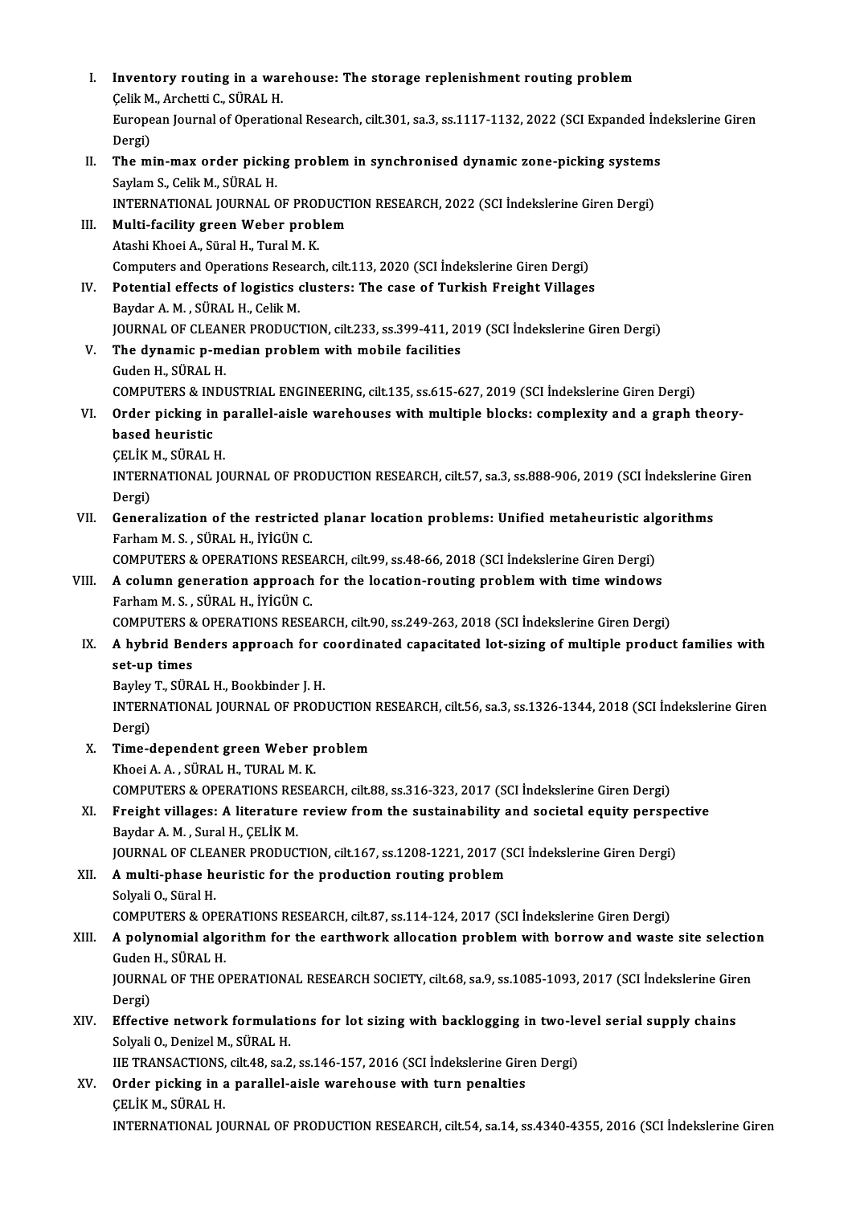I. **Inventory routing in a warehouse: The storage replenishment routing problem**
   Çelik M., Archetti C., SÜRAL H.
   European Journal of Operational Research, cilt.301, sa.3, ss.1117-1132, 2022 (SCI Expanded İndekslerine Giren Dergi)

II. **The min-max order picking problem in synchronised dynamic zone-picking systems**
   Saylam S., Celik M., SÜRAL H.
   INTERNATIONAL JOURNAL OF PRODUCTION RESEARCH, 2022 (SCI İndekslerine Giren Dergi)

III. **Multi-facility green Weber problem**
   Atashi Khoei A., Süral H., Tural M. K.
   Computers and Operations Research, cilt.113, 2020 (SCI İndekslerine Giren Dergi)

IV. **Potential effects of logistics clusters: The case of Turkish Freight Villages**
   Baydar A. M. , SÜRAL H., Celik M.
   JOURNAL OF CLEANER PRODUCTION, cilt.233, ss.399-411, 2019 (SCI İndekslerine Giren Dergi)

V. **The dynamic p-median problem with mobile facilities**
   Guden H., SÜRAL H.
   COMPUTERS & INDUSTRIAL ENGINEERING, cilt.135, ss.615-627, 2019 (SCI İndekslerine Giren Dergi)

VI. **Order picking in parallel-aisle warehouses with multiple blocks: complexity and a graph theory-based heuristic**
   ÇELİK M., SÜRAL H.
   INTERNATIONAL JOURNAL OF PRODUCTION RESEARCH, cilt.57, sa.3, ss.888-906, 2019 (SCI İndekslerine Giren Dergi)

VII. **Generalization of the restricted planar location problems: Unified metaheuristic algorithms**
   Farham M. S. , SÜRAL H., İYİGÜN C.
   COMPUTERS & OPERATIONS RESEARCH, cilt.99, ss.48-66, 2018 (SCI İndekslerine Giren Dergi)

VIII. **A column generation approach for the location-routing problem with time windows**
   Farham M. S. , SÜRAL H., İYİGÜN C.
   COMPUTERS & OPERATIONS RESEARCH, cilt.90, ss.249-263, 2018 (SCI İndekslerine Giren Dergi)

IX. **A hybrid Benders approach for coordinated capacitated lot-sizing of multiple product families with set-up times**
   Bayley T., SÜRAL H., Bookbinder J. H.
   INTERNATIONAL JOURNAL OF PRODUCTION RESEARCH, cilt.56, sa.3, ss.1326-1344, 2018 (SCI İndekslerine Giren Dergi)

X. **Time-dependent green Weber problem**
   Khoei A. A. , SÜRAL H., TURAL M. K.
   COMPUTERS & OPERATIONS RESEARCH, cilt.88, ss.316-323, 2017 (SCI İndekslerine Giren Dergi)

XI. **Freight villages: A literature review from the sustainability and societal equity perspective**
   Baydar A. M. , Sural H., ÇELİK M.
   JOURNAL OF CLEANER PRODUCTION, cilt.167, ss.1208-1221, 2017 (SCI İndekslerine Giren Dergi)

XII. **A multi-phase heuristic for the production routing problem**
   Solyali O., Süral H.
   COMPUTERS & OPERATIONS RESEARCH, cilt.87, ss.114-124, 2017 (SCI İndekslerine Giren Dergi)

XIII. **A polynomial algorithm for the earthwork allocation problem with borrow and waste site selection**
   Guden H., SÜRAL H.
   JOURNAL OF THE OPERATIONAL RESEARCH SOCIETY, cilt.68, sa.9, ss.1085-1093, 2017 (SCI İndekslerine Giren Dergi)

XIV. **Effective network formulations for lot sizing with backlogging in two-level serial supply chains**
   Solyali O., Denizel M., SÜRAL H.
   IIE TRANSACTIONS, cilt.48, sa.2, ss.146-157, 2016 (SCI İndekslerine Giren Dergi)

XV. **Order picking in a parallel-aisle warehouse with turn penalties**
   ÇELİK M., SÜRAL H.
   INTERNATIONAL JOURNAL OF PRODUCTION RESEARCH, cilt.54, sa.14, ss.4340-4355, 2016 (SCI İndekslerine Giren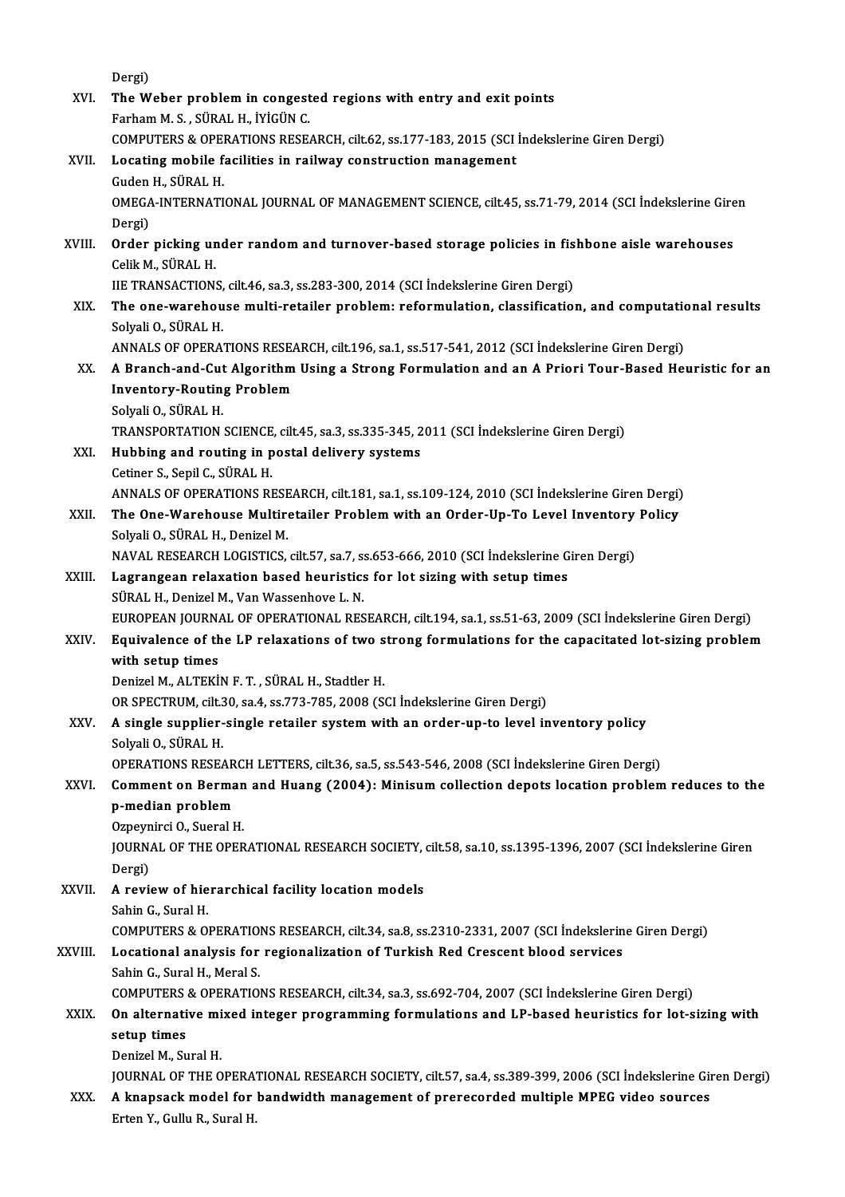Dergi)

XVI. **The Weber problem in congested regions with entry and exit points**
Farham M. S. , SÜRAL H., İYİGÜN C.
COMPUTERS & OPERATIONS RESEARCH, cilt.62, ss.177-183, 2015 (SCI İndekslerine Giren Dergi)

XVII. **Locating mobile facilities in railway construction management**
Guden H., SÜRAL H.
OMEGA-INTERNATIONAL JOURNAL OF MANAGEMENT SCIENCE, cilt.45, ss.71-79, 2014 (SCI İndekslerine Giren Dergi)

XVIII. **Order picking under random and turnover-based storage policies in fishbone aisle warehouses**
Celik M., SÜRAL H.
IIE TRANSACTIONS, cilt.46, sa.3, ss.283-300, 2014 (SCI İndekslerine Giren Dergi)

XIX. **The one-warehouse multi-retailer problem: reformulation, classification, and computational results**
Solyali O., SÜRAL H.
ANNALS OF OPERATIONS RESEARCH, cilt.196, sa.1, ss.517-541, 2012 (SCI İndekslerine Giren Dergi)

XX. **A Branch-and-Cut Algorithm Using a Strong Formulation and an A Priori Tour-Based Heuristic for an Inventory-Routing Problem**
Solyali O., SÜRAL H.
TRANSPORTATION SCIENCE, cilt.45, sa.3, ss.335-345, 2011 (SCI İndekslerine Giren Dergi)

XXI. **Hubbing and routing in postal delivery systems**
Cetiner S., Sepil C., SÜRAL H.
ANNALS OF OPERATIONS RESEARCH, cilt.181, sa.1, ss.109-124, 2010 (SCI İndekslerine Giren Dergi)

XXII. **The One-Warehouse Multiretailer Problem with an Order-Up-To Level Inventory Policy**
Solyali O., SÜRAL H., Denizel M.
NAVAL RESEARCH LOGISTICS, cilt.57, sa.7, ss.653-666, 2010 (SCI İndekslerine Giren Dergi)

XXIII. **Lagrangean relaxation based heuristics for lot sizing with setup times**
SÜRAL H., Denizel M., Van Wassenhove L. N.
EUROPEAN JOURNAL OF OPERATIONAL RESEARCH, cilt.194, sa.1, ss.51-63, 2009 (SCI İndekslerine Giren Dergi)

XXIV. **Equivalence of the LP relaxations of two strong formulations for the capacitated lot-sizing problem with setup times**
Denizel M., ALTEKİN F. T. , SÜRAL H., Stadtler H.
OR SPECTRUM, cilt.30, sa.4, ss.773-785, 2008 (SCI İndekslerine Giren Dergi)

XXV. **A single supplier-single retailer system with an order-up-to level inventory policy**
Solyali O., SÜRAL H.
OPERATIONS RESEARCH LETTERS, cilt.36, sa.5, ss.543-546, 2008 (SCI İndekslerine Giren Dergi)

XXVI. **Comment on Berman and Huang (2004): Minisum collection depots location problem reduces to the p-median problem**
Ozpeynirci O., Sueral H.
JOURNAL OF THE OPERATIONAL RESEARCH SOCIETY, cilt.58, sa.10, ss.1395-1396, 2007 (SCI İndekslerine Giren Dergi)

XXVII. **A review of hierarchical facility location models**
Sahin G., Sural H.
COMPUTERS & OPERATIONS RESEARCH, cilt.34, sa.8, ss.2310-2331, 2007 (SCI İndekslerine Giren Dergi)

XXVIII. **Locational analysis for regionalization of Turkish Red Crescent blood services**
Sahin G., Sural H., Meral S.
COMPUTERS & OPERATIONS RESEARCH, cilt.34, sa.3, ss.692-704, 2007 (SCI İndekslerine Giren Dergi)

XXIX. **On alternative mixed integer programming formulations and LP-based heuristics for lot-sizing with setup times**
Denizel M., Sural H.
JOURNAL OF THE OPERATIONAL RESEARCH SOCIETY, cilt.57, sa.4, ss.389-399, 2006 (SCI İndekslerine Giren Dergi)

XXX. **A knapsack model for bandwidth management of prerecorded multiple MPEG video sources**
Erten Y., Gullu R., Sural H.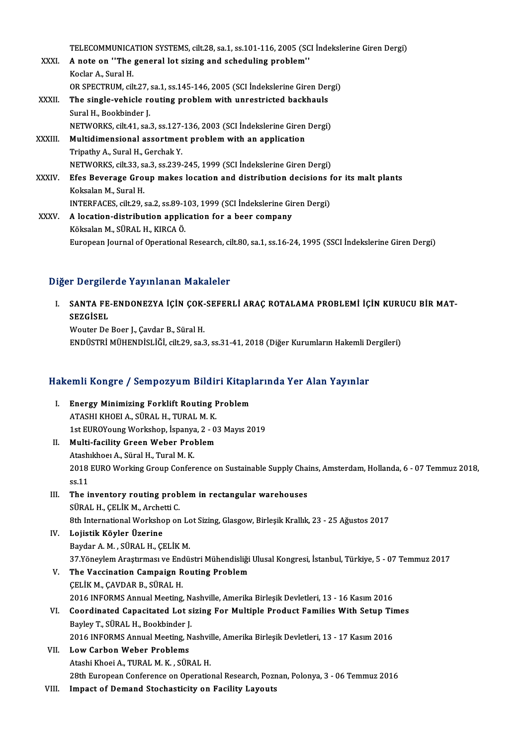TELECOMMUNICATION SYSTEMS, cilt.28, sa.1, ss.101-116, 2005 (SCI İndekslerine Giren Dergi)

XXXI. **A note on "The general lot sizing and scheduling problem"**
Koclar A., Sural H.
OR SPECTRUM, cilt.27, sa.1, ss.145-146, 2005 (SCI İndekslerine Giren Dergi)

XXXII. **The single-vehicle routing problem with unrestricted backhauls**
Sural H., Bookbinder J.
NETWORKS, cilt.41, sa.3, ss.127-136, 2003 (SCI İndekslerine Giren Dergi)

XXXIII. **Multidimensional assortment problem with an application**
Tripathy A., Sural H., Gerchak Y.
NETWORKS, cilt.33, sa.3, ss.239-245, 1999 (SCI İndekslerine Giren Dergi)

XXXIV. **Efes Beverage Group makes location and distribution decisions for its malt plants**
Koksalan M., Sural H.
INTERFACES, cilt.29, sa.2, ss.89-103, 1999 (SCI İndekslerine Giren Dergi)

XXXV. **A location-distribution application for a beer company**
Köksalan M., SÜRAL H., KIRCA Ö.
European Journal of Operational Research, cilt.80, sa.1, ss.16-24, 1995 (SSCI İndekslerine Giren Dergi)

## Diğer Dergilerde Yayınlanan Makaleler

I. **SANTA FE-ENDONEZYA İÇİN ÇOK-SEFERLİ ARAÇ ROTALAMA PROBLEMİ İÇİN KURUCU BİR MAT-SEZGİSEL**
Wouter De Boer J., Çavdar B., Süral H.
ENDÜSTRİ MÜHENDİSLİĞİ, cilt.29, sa.3, ss.31-41, 2018 (Diğer Kurumların Hakemli Dergileri)

## Hakemli Kongre / Sempozyum Bildiri Kitaplarında Yer Alan Yayınlar

I. **Energy Minimizing Forklift Routing Problem**
ATASHI KHOEI A., SÜRAL H., TURAL M. K.
1st EUROYoung Workshop, İspanya, 2 - 03 Mayıs 2019

II. **Multi-facility Green Weber Problem**
Atashıkhoeı A., Süral H., Tural M. K.
2018 EURO Working Group Conference on Sustainable Supply Chains, Amsterdam, Hollanda, 6 - 07 Temmuz 2018, ss.11

III. **The inventory routing problem in rectangular warehouses**
SÜRAL H., ÇELİK M., Archetti C.
8th International Workshop on Lot Sizing, Glasgow, Birleşik Krallık, 23 - 25 Ağustos 2017

IV. **Lojistik Köyler Üzerine**
Baydar A. M. , SÜRAL H., ÇELİK M.
37.Yöneylem Araştırması ve Endüstri Mühendisliği Ulusal Kongresi, İstanbul, Türkiye, 5 - 07 Temmuz 2017

V. **The Vaccination Campaign Routing Problem**
ÇELİK M., ÇAVDAR B., SÜRAL H.
2016 INFORMS Annual Meeting, Nashville, Amerika Birleşik Devletleri, 13 - 16 Kasım 2016

VI. **Coordinated Capacitated Lot sizing For Multiple Product Families With Setup Times**
Bayley T., SÜRAL H., Bookbinder J.
2016 INFORMS Annual Meeting, Nashville, Amerika Birleşik Devletleri, 13 - 17 Kasım 2016

VII. **Low Carbon Weber Problems**
Atashi Khoei A., TURAL M. K. , SÜRAL H.
28th European Conference on Operational Research, Poznan, Polonya, 3 - 06 Temmuz 2016

VIII. **Impact of Demand Stochasticity on Facility Layouts**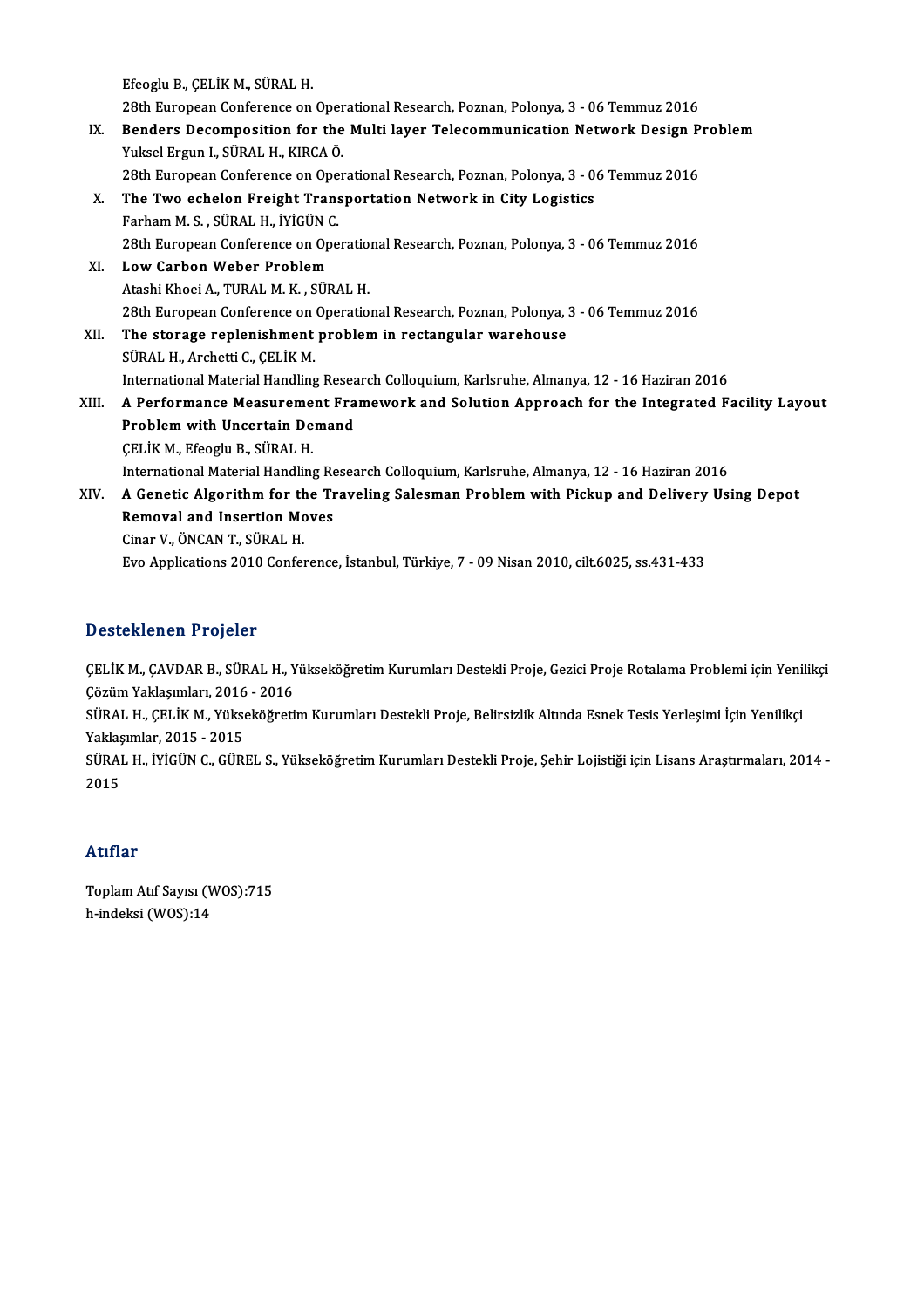Efeoglu B., ÇELİK M., SÜRAL H.
28th European Conference on Operational Research, Poznan, Polonya, 3 - 06 Temmuz 2016

IX. **Benders Decomposition for the Multi layer Telecommunication Network Design Problem**
Yuksel Ergun I., SÜRAL H., KIRCA Ö.
28th European Conference on Operational Research, Poznan, Polonya, 3 - 06 Temmuz 2016

X. **The Two echelon Freight Transportation Network in City Logistics**
Farham M. S. , SÜRAL H., İYİGÜN C.
28th European Conference on Operational Research, Poznan, Polonya, 3 - 06 Temmuz 2016

XI. **Low Carbon Weber Problem**
Atashi Khoei A., TURAL M. K. , SÜRAL H.
28th European Conference on Operational Research, Poznan, Polonya, 3 - 06 Temmuz 2016

XII. **The storage replenishment problem in rectangular warehouse**
SÜRAL H., Archetti C., ÇELİK M.
International Material Handling Research Colloquium, Karlsruhe, Almanya, 12 - 16 Haziran 2016

XIII. **A Performance Measurement Framework and Solution Approach for the Integrated Facility Layout Problem with Uncertain Demand**
ÇELİK M., Efeoglu B., SÜRAL H.
International Material Handling Research Colloquium, Karlsruhe, Almanya, 12 - 16 Haziran 2016

XIV. **A Genetic Algorithm for the Traveling Salesman Problem with Pickup and Delivery Using Depot Removal and Insertion Moves**
Cinar V., ÖNCAN T., SÜRAL H.
Evo Applications 2010 Conference, İstanbul, Türkiye, 7 - 09 Nisan 2010, cilt.6025, ss.431-433

## Desteklenen Projeler

ÇELİK M., ÇAVDAR B., SÜRAL H., Yükseköğretim Kurumları Destekli Proje, Gezici Proje Rotalama Problemi için Yenilikçi Çözüm Yaklaşımları, 2016 - 2016

SÜRAL H., ÇELİK M., Yükseköğretim Kurumları Destekli Proje, Belirsizlik Altında Esnek Tesis Yerleşimi İçin Yenilikçi Yaklaşımlar, 2015 - 2015

SÜRAL H., İYİGÜN C., GÜREL S., Yükseköğretim Kurumları Destekli Proje, Şehir Lojistiği için Lisans Araştırmaları, 2014 - 2015

## Atıflar

Toplam Atıf Sayısı (WOS):715
h-indeksi (WOS):14